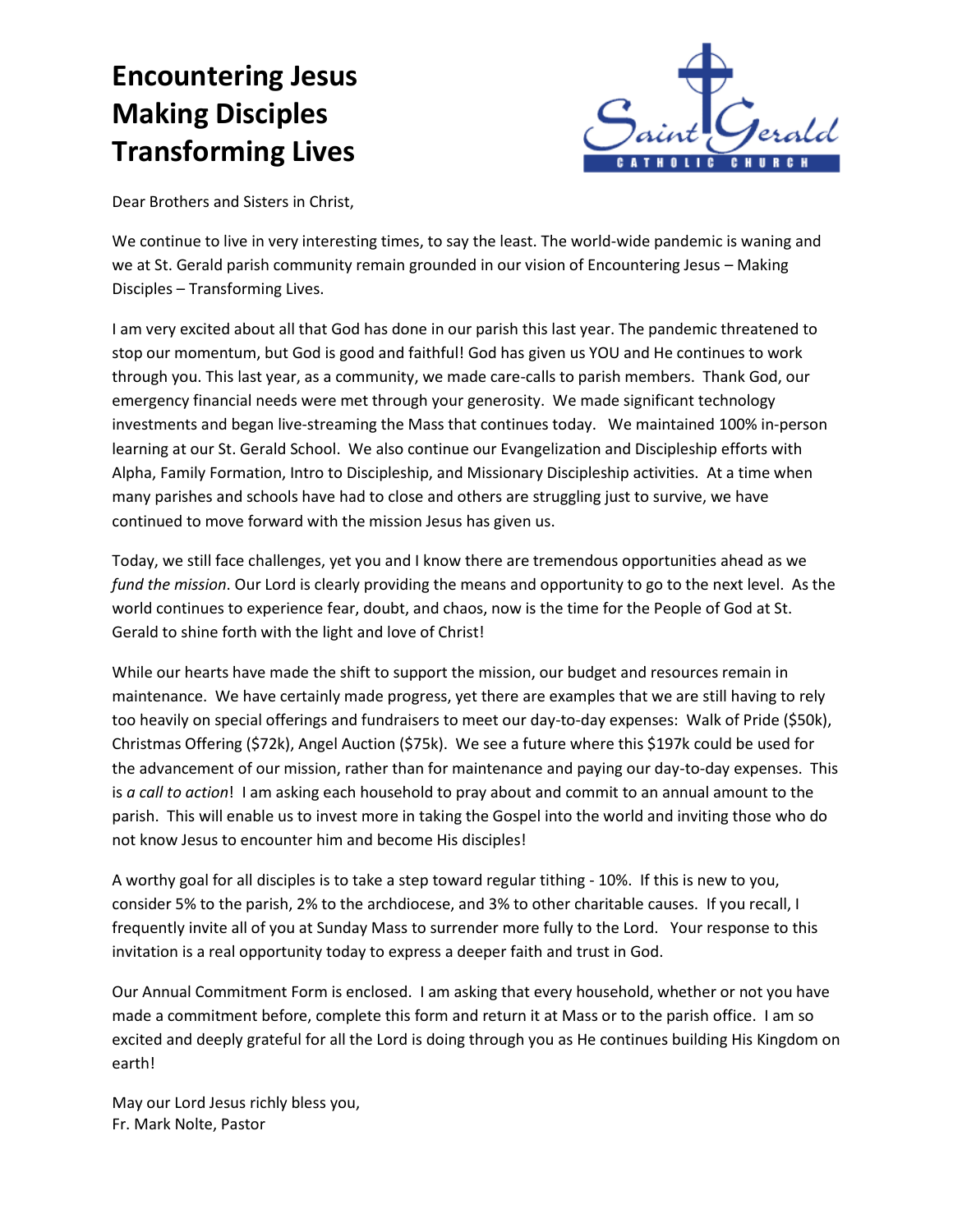# Encountering Jesus
# Making Disciples
# Transforming Lives

Saint Gerald
CATHOLIC CHURCH

Dear Brothers and Sisters in Christ,

We continue to live in very interesting times, to say the least. The world-wide pandemic is waning and we at St. Gerald parish community remain grounded in our vision of Encountering Jesus – Making Disciples – Transforming Lives.

I am very excited about all that God has done in our parish this last year. The pandemic threatened to stop our momentum, but God is good and faithful! God has given us YOU and He continues to work through you. This last year, as a community, we made care-calls to parish members. Thank God, our emergency financial needs were met through your generosity. We made significant technology investments and began live-streaming the Mass that continues today. We maintained 100% in-person learning at our St. Gerald School. We also continue our Evangelization and Discipleship efforts with Alpha, Family Formation, Intro to Discipleship, and Missionary Discipleship activities. At a time when many parishes and schools have had to close and others are struggling just to survive, we have continued to move forward with the mission Jesus has given us.

Today, we still face challenges, yet you and I know there are tremendous opportunities ahead as we *fund the mission*. Our Lord is clearly providing the means and opportunity to go to the next level. As the world continues to experience fear, doubt, and chaos, now is the time for the People of God at St. Gerald to shine forth with the light and love of Christ!

While our hearts have made the shift to support the mission, our budget and resources remain in maintenance. We have certainly made progress, yet there are examples that we are still having to rely too heavily on special offerings and fundraisers to meet our day-to-day expenses: Walk of Pride ($50k), Christmas Offering ($72k), Angel Auction ($75k). We see a future where this $197k could be used for the advancement of our mission, rather than for maintenance and paying our day-to-day expenses. This is *a call to action*! I am asking each household to pray about and commit to an annual amount to the parish. This will enable us to invest more in taking the Gospel into the world and inviting those who do not know Jesus to encounter him and become His disciples!

A worthy goal for all disciples is to take a step toward regular tithing - 10%. If this is new to you, consider 5% to the parish, 2% to the archdiocese, and 3% to other charitable causes. If you recall, I frequently invite all of you at Sunday Mass to surrender more fully to the Lord. Your response to this invitation is a real opportunity today to express a deeper faith and trust in God.

Our Annual Commitment Form is enclosed. I am asking that every household, whether or not you have made a commitment before, complete this form and return it at Mass or to the parish office. I am so excited and deeply grateful for all the Lord is doing through you as He continues building His Kingdom on earth!

May our Lord Jesus richly bless you,
Fr. Mark Nolte, Pastor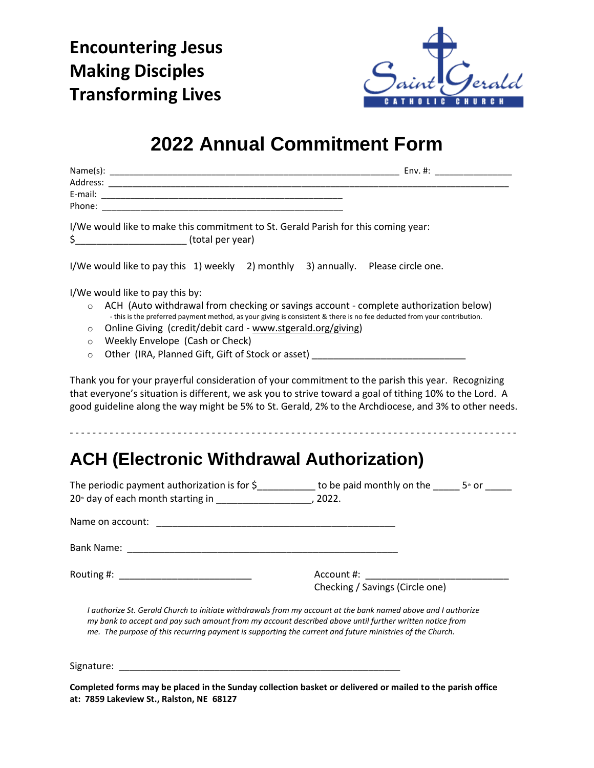**Encountering Jesus**
**Making Disciples**
**Transforming Lives**

Saint Gerald
CATHOLIC CHURCH

# 2022 Annual Commitment Form

Name(s): ___________________________________________________________ Env. #: ________________
Address: ___________________________________________________________________________________
E-mail: ___________________________________________________
Phone: ___________________________________________________

I/We would like to make this commitment to St. Gerald Parish for this coming year:
$______________________ (total per year)

I/We would like to pay this 1) weekly 2) monthly 3) annually. Please circle one.

I/We would like to pay this by:

- ○ ACH (Auto withdrawal from checking or savings account - complete authorization below)
  - this is the preferred payment method, as your giving is consistent & there is no fee deducted from your contribution.
- ○ Online Giving (credit/debit card - www.stgerald.org/giving)
- ○ Weekly Envelope (Cash or Check)
- ○ Other (IRA, Planned Gift, Gift of Stock or asset) ________________________________

Thank you for your prayerful consideration of your commitment to the parish this year. Recognizing that everyone's situation is different, we ask you to strive toward a goal of tithing 10% to the Lord. A good guideline along the way might be 5% to St. Gerald, 2% to the Archdiocese, and 3% to other needs.

- - - - - - - - - - - - - - - - - - - - - - - - - - - - - - - - - - - - - - - - - - - - - - - - - - - - - - - - - - - - - - - - - - - - - - - -

## ACH (Electronic Withdrawal Authorization)

The periodic payment authorization is for $___________ to be paid monthly on the _____ 5th or _____ 20th day of each month starting in __________________, 2022.

Name on account: ________________________________________________

Bank Name: ______________________________________________________

Routing #: __________________________ Account #: ____________________________
Checking / Savings (Circle one)

*I authorize St. Gerald Church to initiate withdrawals from my account at the bank named above and I authorize my bank to accept and pay such amount from my account described above until further written notice from me. The purpose of this recurring payment is supporting the current and future ministries of the Church.*

Signature: _________________________________________________________

**Completed forms may be placed in the Sunday collection basket or delivered or mailed to the parish office at: 7859 Lakeview St., Ralston, NE 68127**